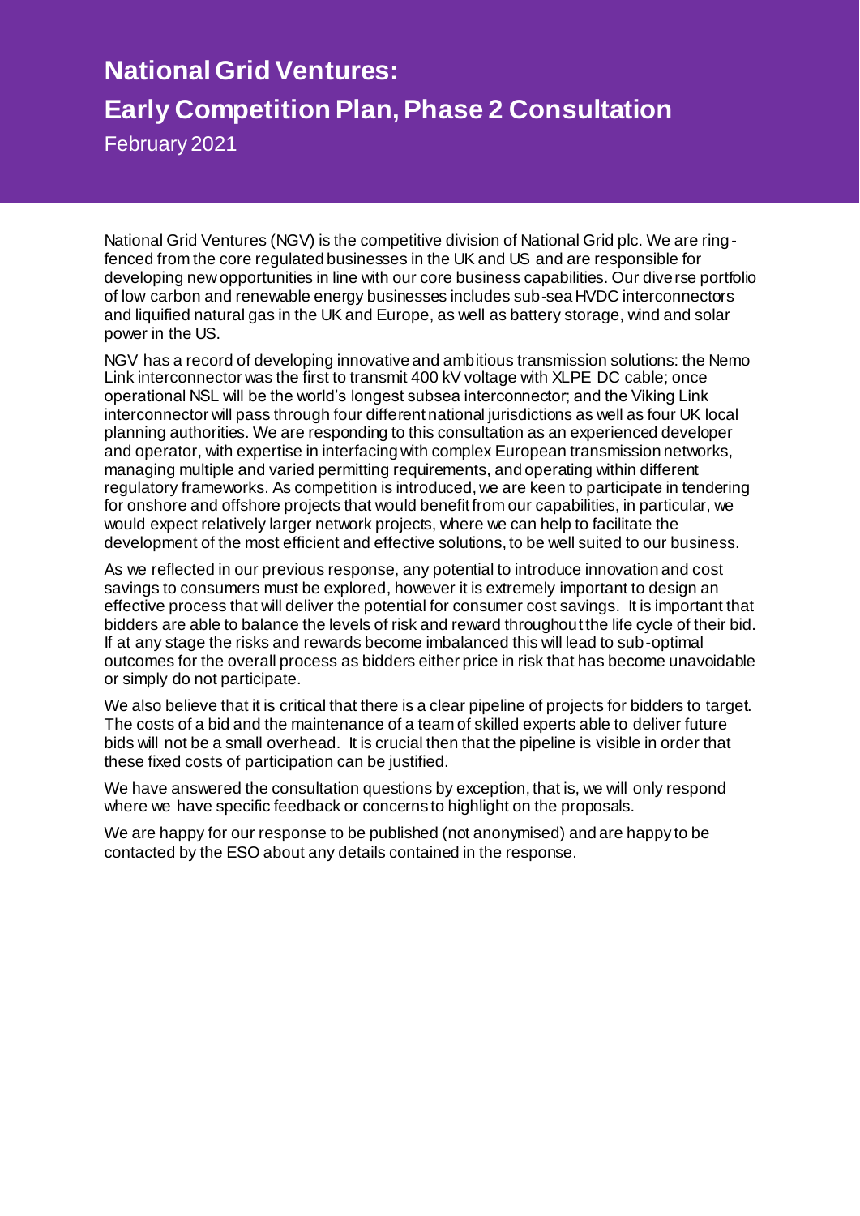# National Grid Ventures:

# Early Competition Plan, Phase 2 Consultation

February 2021

National Grid Ventures (NGV) is the competitive division of National Grid plc. We are ring-fenced from the core regulated businesses in the UK and US and are responsible for developing new opportunities in line with our core business capabilities. Our diverse portfolio of low carbon and renewable energy businesses includes sub-sea HVDC interconnectors and liquified natural gas in the UK and Europe, as well as battery storage, wind and solar power in the US.

NGV has a record of developing innovative and ambitious transmission solutions: the Nemo Link interconnector was the first to transmit 400 kV voltage with XLPE DC cable; once operational NSL will be the world's longest subsea interconnector; and the Viking Link interconnector will pass through four different national jurisdictions as well as four UK local planning authorities. We are responding to this consultation as an experienced developer and operator, with expertise in interfacing with complex European transmission networks, managing multiple and varied permitting requirements, and operating within different regulatory frameworks. As competition is introduced, we are keen to participate in tendering for onshore and offshore projects that would benefit from our capabilities, in particular, we would expect relatively larger network projects, where we can help to facilitate the development of the most efficient and effective solutions, to be well suited to our business.

As we reflected in our previous response, any potential to introduce innovation and cost savings to consumers must be explored, however it is extremely important to design an effective process that will deliver the potential for consumer cost savings. It is important that bidders are able to balance the levels of risk and reward throughout the life cycle of their bid. If at any stage the risks and rewards become imbalanced this will lead to sub-optimal outcomes for the overall process as bidders either price in risk that has become unavoidable or simply do not participate.

We also believe that it is critical that there is a clear pipeline of projects for bidders to target. The costs of a bid and the maintenance of a team of skilled experts able to deliver future bids will not be a small overhead. It is crucial then that the pipeline is visible in order that these fixed costs of participation can be justified.

We have answered the consultation questions by exception, that is, we will only respond where we have specific feedback or concerns to highlight on the proposals.

We are happy for our response to be published (not anonymised) and are happy to be contacted by the ESO about any details contained in the response.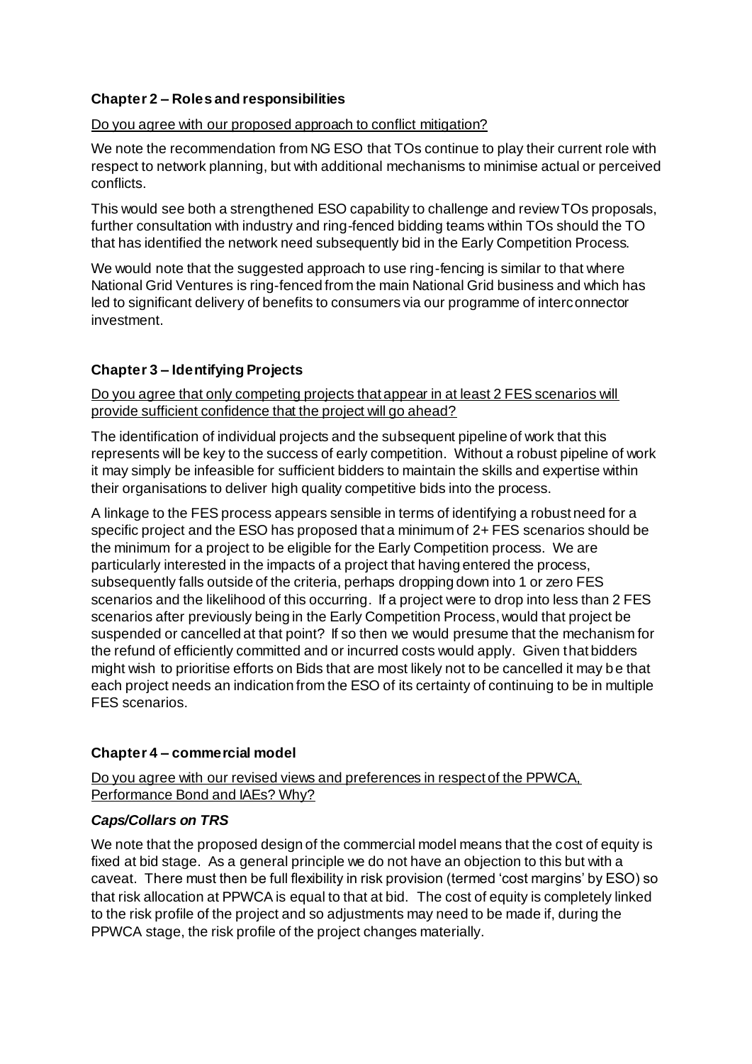### Chapter 2 – Roles and responsibilities

Do you agree with our proposed approach to conflict mitigation?

We note the recommendation from NG ESO that TOs continue to play their current role with respect to network planning, but with additional mechanisms to minimise actual or perceived conflicts.

This would see both a strengthened ESO capability to challenge and review TOs proposals, further consultation with industry and ring-fenced bidding teams within TOs should the TO that has identified the network need subsequently bid in the Early Competition Process.

We would note that the suggested approach to use ring-fencing is similar to that where National Grid Ventures is ring-fenced from the main National Grid business and which has led to significant delivery of benefits to consumers via our programme of interconnector investment.

### Chapter 3 – Identifying Projects

Do you agree that only competing projects that appear in at least 2 FES scenarios will provide sufficient confidence that the project will go ahead?

The identification of individual projects and the subsequent pipeline of work that this represents will be key to the success of early competition. Without a robust pipeline of work it may simply be infeasible for sufficient bidders to maintain the skills and expertise within their organisations to deliver high quality competitive bids into the process.

A linkage to the FES process appears sensible in terms of identifying a robust need for a specific project and the ESO has proposed that a minimum of 2+ FES scenarios should be the minimum for a project to be eligible for the Early Competition process. We are particularly interested in the impacts of a project that having entered the process, subsequently falls outside of the criteria, perhaps dropping down into 1 or zero FES scenarios and the likelihood of this occurring. If a project were to drop into less than 2 FES scenarios after previously being in the Early Competition Process, would that project be suspended or cancelled at that point? If so then we would presume that the mechanism for the refund of efficiently committed and or incurred costs would apply. Given that bidders might wish to prioritise efforts on Bids that are most likely not to be cancelled it may be that each project needs an indication from the ESO of its certainty of continuing to be in multiple FES scenarios.

### Chapter 4 – commercial model

Do you agree with our revised views and preferences in respect of the PPWCA, Performance Bond and IAEs? Why?

#### *Caps/Collars on TRS*

We note that the proposed design of the commercial model means that the cost of equity is fixed at bid stage. As a general principle we do not have an objection to this but with a caveat. There must then be full flexibility in risk provision (termed 'cost margins' by ESO) so that risk allocation at PPWCA is equal to that at bid. The cost of equity is completely linked to the risk profile of the project and so adjustments may need to be made if, during the PPWCA stage, the risk profile of the project changes materially.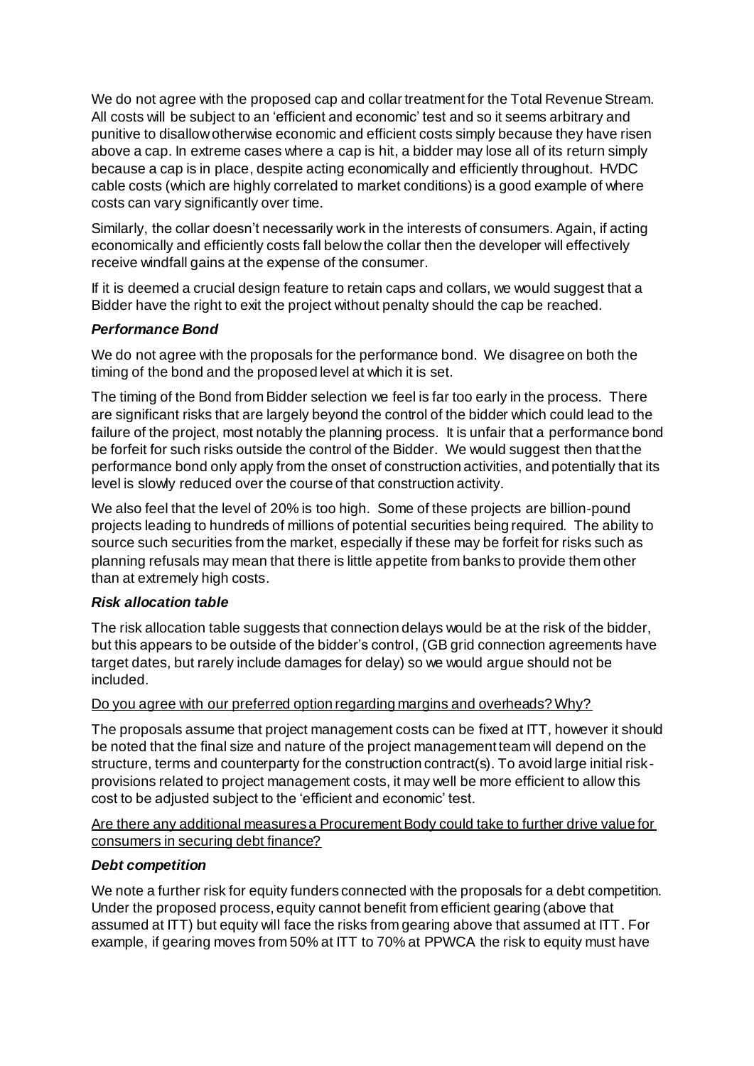We do not agree with the proposed cap and collar treatment for the Total Revenue Stream. All costs will be subject to an 'efficient and economic' test and so it seems arbitrary and punitive to disallow otherwise economic and efficient costs simply because they have risen above a cap. In extreme cases where a cap is hit, a bidder may lose all of its return simply because a cap is in place, despite acting economically and efficiently throughout. HVDC cable costs (which are highly correlated to market conditions) is a good example of where costs can vary significantly over time.

Similarly, the collar doesn't necessarily work in the interests of consumers. Again, if acting economically and efficiently costs fall below the collar then the developer will effectively receive windfall gains at the expense of the consumer.

If it is deemed a crucial design feature to retain caps and collars, we would suggest that a Bidder have the right to exit the project without penalty should the cap be reached.

***Performance Bond***

We do not agree with the proposals for the performance bond. We disagree on both the timing of the bond and the proposed level at which it is set.

The timing of the Bond from Bidder selection we feel is far too early in the process. There are significant risks that are largely beyond the control of the bidder which could lead to the failure of the project, most notably the planning process. It is unfair that a performance bond be forfeit for such risks outside the control of the Bidder. We would suggest then that the performance bond only apply from the onset of construction activities, and potentially that its level is slowly reduced over the course of that construction activity.

We also feel that the level of 20% is too high. Some of these projects are billion-pound projects leading to hundreds of millions of potential securities being required. The ability to source such securities from the market, especially if these may be forfeit for risks such as planning refusals may mean that there is little appetite from banks to provide them other than at extremely high costs.

***Risk allocation table***

The risk allocation table suggests that connection delays would be at the risk of the bidder, but this appears to be outside of the bidder's control, (GB grid connection agreements have target dates, but rarely include damages for delay) so we would argue should not be included.

Do you agree with our preferred option regarding margins and overheads? Why?

The proposals assume that project management costs can be fixed at ITT, however it should be noted that the final size and nature of the project management team will depend on the structure, terms and counterparty for the construction contract(s). To avoid large initial risk-provisions related to project management costs, it may well be more efficient to allow this cost to be adjusted subject to the 'efficient and economic' test.

Are there any additional measures a Procurement Body could take to further drive value for consumers in securing debt finance?

***Debt competition***

We note a further risk for equity funders connected with the proposals for a debt competition. Under the proposed process, equity cannot benefit from efficient gearing (above that assumed at ITT) but equity will face the risks from gearing above that assumed at ITT. For example, if gearing moves from 50% at ITT to 70% at PPWCA the risk to equity must have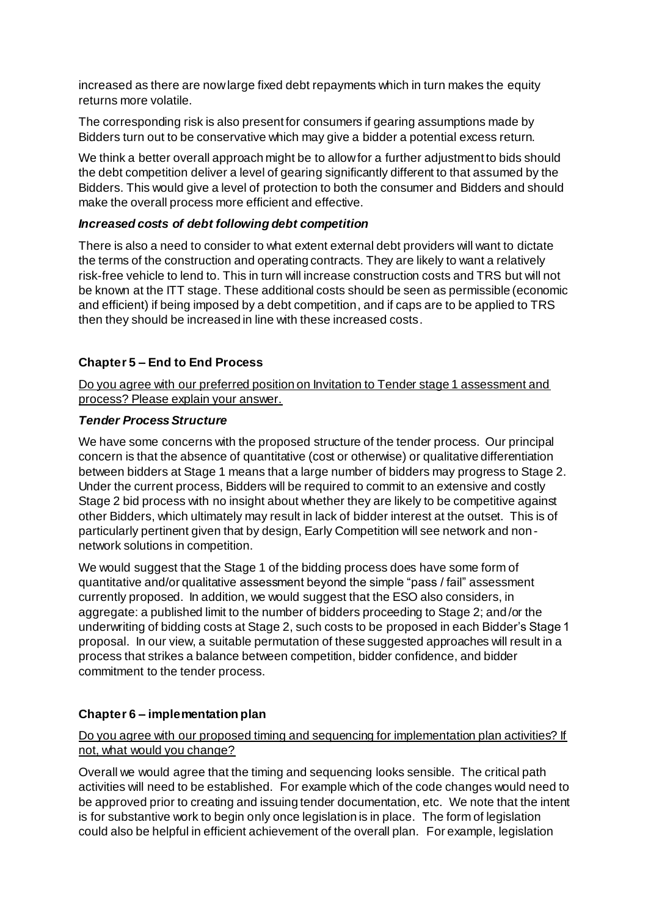increased as there are now large fixed debt repayments which in turn makes the equity returns more volatile.

The corresponding risk is also present for consumers if gearing assumptions made by Bidders turn out to be conservative which may give a bidder a potential excess return.

We think a better overall approach might be to allow for a further adjustment to bids should the debt competition deliver a level of gearing significantly different to that assumed by the Bidders. This would give a level of protection to both the consumer and Bidders and should make the overall process more efficient and effective.

### *Increased costs of debt following debt competition*

There is also a need to consider to what extent external debt providers will want to dictate the terms of the construction and operating contracts. They are likely to want a relatively risk-free vehicle to lend to. This in turn will increase construction costs and TRS but will not be known at the ITT stage. These additional costs should be seen as permissible (economic and efficient) if being imposed by a debt competition, and if caps are to be applied to TRS then they should be increased in line with these increased costs.

## Chapter 5 – End to End Process

<u>Do you agree with our preferred position on Invitation to Tender stage 1 assessment and process? Please explain your answer.</u>

### *Tender Process Structure*

We have some concerns with the proposed structure of the tender process. Our principal concern is that the absence of quantitative (cost or otherwise) or qualitative differentiation between bidders at Stage 1 means that a large number of bidders may progress to Stage 2. Under the current process, Bidders will be required to commit to an extensive and costly Stage 2 bid process with no insight about whether they are likely to be competitive against other Bidders, which ultimately may result in lack of bidder interest at the outset. This is of particularly pertinent given that by design, Early Competition will see network and non-network solutions in competition.

We would suggest that the Stage 1 of the bidding process does have some form of quantitative and/or qualitative assessment beyond the simple "pass / fail" assessment currently proposed. In addition, we would suggest that the ESO also considers, in aggregate: a published limit to the number of bidders proceeding to Stage 2; and/or the underwriting of bidding costs at Stage 2, such costs to be proposed in each Bidder's Stage 1 proposal. In our view, a suitable permutation of these suggested approaches will result in a process that strikes a balance between competition, bidder confidence, and bidder commitment to the tender process.

## Chapter 6 – implementation plan

<u>Do you agree with our proposed timing and sequencing for implementation plan activities? If not, what would you change?</u>

Overall we would agree that the timing and sequencing looks sensible. The critical path activities will need to be established. For example which of the code changes would need to be approved prior to creating and issuing tender documentation, etc. We note that the intent is for substantive work to begin only once legislation is in place. The form of legislation could also be helpful in efficient achievement of the overall plan. For example, legislation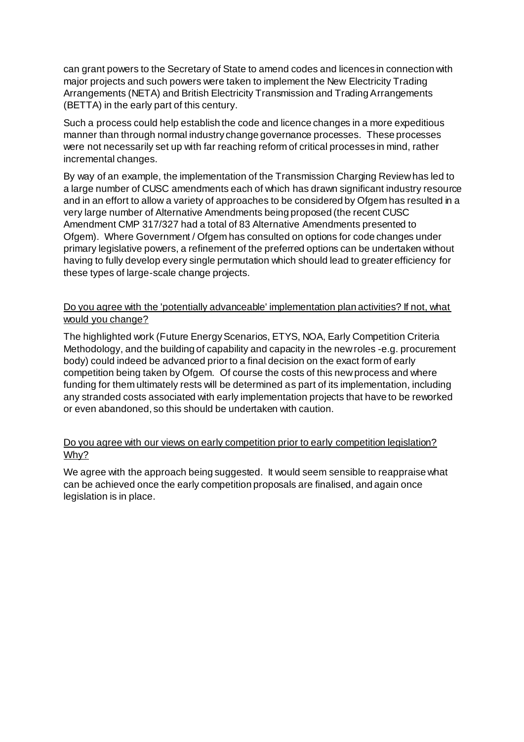can grant powers to the Secretary of State to amend codes and licences in connection with major projects and such powers were taken to implement the New Electricity Trading Arrangements (NETA) and British Electricity Transmission and Trading Arrangements (BETTA) in the early part of this century.

Such a process could help establish the code and licence changes in a more expeditious manner than through normal industry change governance processes. These processes were not necessarily set up with far reaching reform of critical processes in mind, rather incremental changes.

By way of an example, the implementation of the Transmission Charging Review has led to a large number of CUSC amendments each of which has drawn significant industry resource and in an effort to allow a variety of approaches to be considered by Ofgem has resulted in a very large number of Alternative Amendments being proposed (the recent CUSC Amendment CMP 317/327 had a total of 83 Alternative Amendments presented to Ofgem). Where Government / Ofgem has consulted on options for code changes under primary legislative powers, a refinement of the preferred options can be undertaken without having to fully develop every single permutation which should lead to greater efficiency for these types of large-scale change projects.

Do you agree with the 'potentially advanceable' implementation plan activities? If not, what would you change?

The highlighted work (Future Energy Scenarios, ETYS, NOA, Early Competition Criteria Methodology, and the building of capability and capacity in the new roles -e.g. procurement body) could indeed be advanced prior to a final decision on the exact form of early competition being taken by Ofgem. Of course the costs of this new process and where funding for them ultimately rests will be determined as part of its implementation, including any stranded costs associated with early implementation projects that have to be reworked or even abandoned, so this should be undertaken with caution.

Do you agree with our views on early competition prior to early competition legislation? Why?

We agree with the approach being suggested. It would seem sensible to reappraise what can be achieved once the early competition proposals are finalised, and again once legislation is in place.